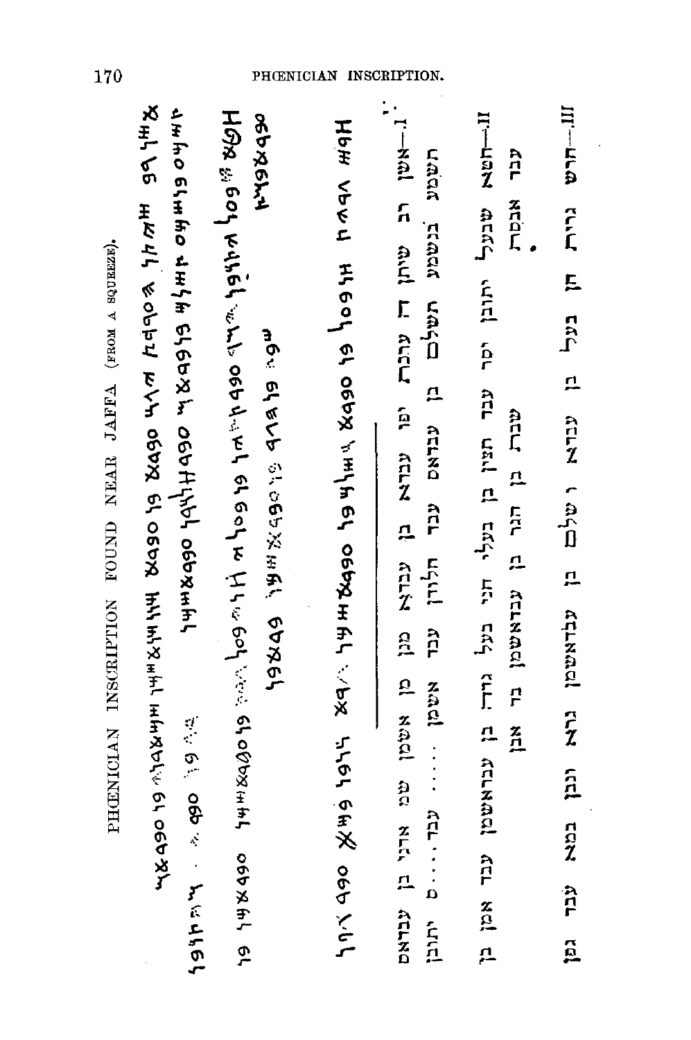# PHŒNICIAN INSCRIPTION FOUND NEAR JAFFA (FROM A SQUEEZE).

I.—אשן רב שתן ה ערבת יפו עבדא בן עבדא מנן בן אשמן שמ אדני בן עבדאס
תשמע בנשמע תשלם בן עבדאס עבד חלדן עבד אשמן ...... עבד ....ס יתרבן

II.—חטא שבעל יתרבן יסר עבד חצין בן בעלי חני בעל גדה בן עבדאשמן עבד אבן בן
עבר אבסרת . שברת בן חגר בן עבדאשמן בר אבן

III.—חרש גרית חן בעל בן עבדא ו שלם בן עבדאשמן גרא ורבן במאא עבר גפן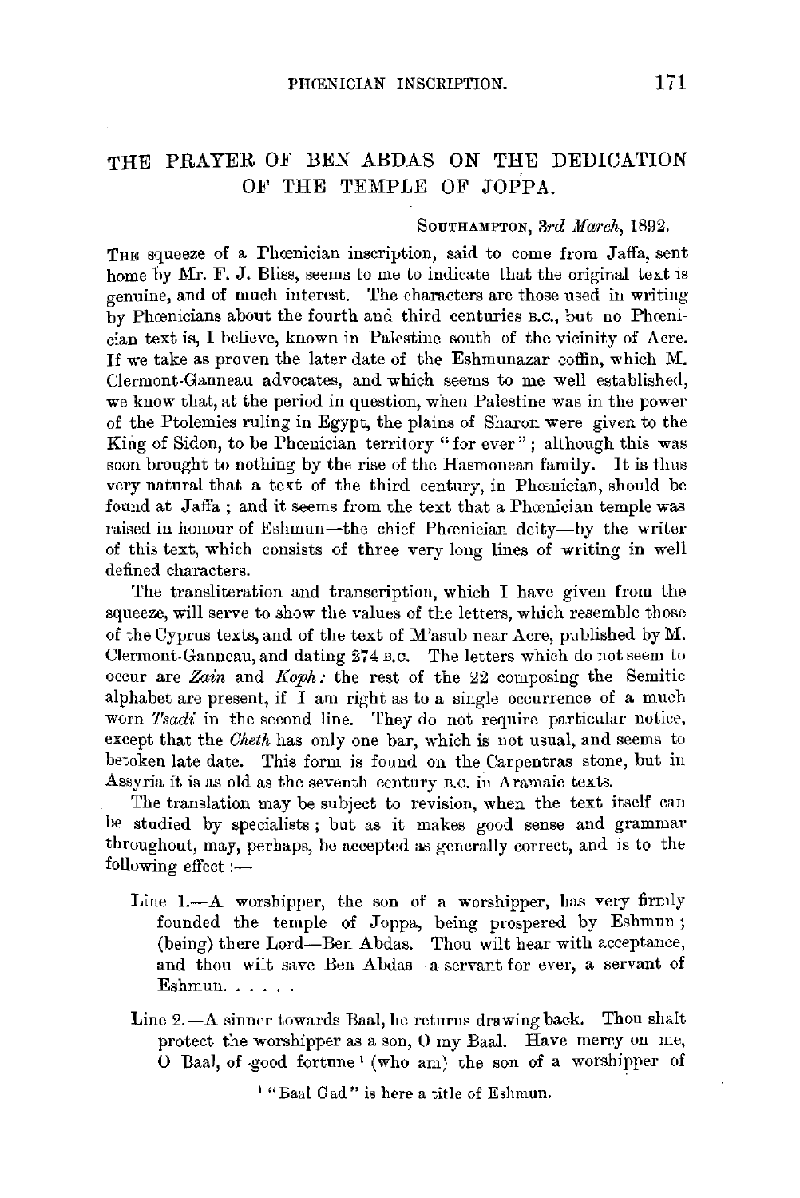# THE PRAYER OF BEN ABDAS ON THE DEDICATION OF THE TEMPLE OF JOPPA.

SOUTHAMPTON, *3rd March*, 1892.

THE squeeze of a Phœnician inscription, said to come from Jaffa, sent home by Mr. F. J. Bliss, seems to me to indicate that the original text is genuine, and of much interest. The characters are those used in writing by Phœnicians about the fourth and third centuries B.C., but no Phœnician text is, I believe, known in Palestine south of the vicinity of Acre. If we take as proven the later date of the Eshmunazar coffin, which M. Clermont-Ganneau advocates, and which seems to me well established, we know that, at the period in question, when Palestine was in the power of the Ptolemies ruling in Egypt, the plains of Sharon were given to the King of Sidon, to be Phœnician territory "for ever"; although this was soon brought to nothing by the rise of the Hasmonean family. It is thus very natural that a text of the third century, in Phœnician, should be found at Jaffa; and it seems from the text that a Phœnician temple was raised in honour of Eshmun—the chief Phœnician deity—by the writer of this text, which consists of three very long lines of writing in well defined characters.

The transliteration and transcription, which I have given from the squeeze, will serve to show the values of the letters, which resemble those of the Cyprus texts, and of the text of M'asub near Acre, published by M. Clermont-Ganneau, and dating 274 B.C. The letters which do not seem to occur are *Zain* and *Koph:* the rest of the 22 composing the Semitic alphabet are present, if I am right as to a single occurrence of a much worn *Tsadi* in the second line. They do not require particular notice, except that the *Cheth* has only one bar, which is not usual, and seems to betoken late date. This form is found on the Carpentras stone, but in Assyria it is as old as the seventh century B.C. in Aramaic texts.

The translation may be subject to revision, when the text itself can be studied by specialists; but as it makes good sense and grammar throughout, may, perhaps, be accepted as generally correct, and is to the following effect:—

Line 1.—A worshipper, the son of a worshipper, has very firmly founded the temple of Joppa, being prospered by Eshmun; (being) there Lord—Ben Abdas. Thou wilt hear with acceptance, and thou wilt save Ben Abdas—a servant for ever, a servant of Eshmun. . . . . .

Line 2.—A sinner towards Baal, he returns drawing back. Thou shalt protect the worshipper as a son, O my Baal. Have mercy on me, O Baal, of good fortune[1] (who am) the son of a worshipper of

[1] "Baal Gad" is here a title of Eshmun.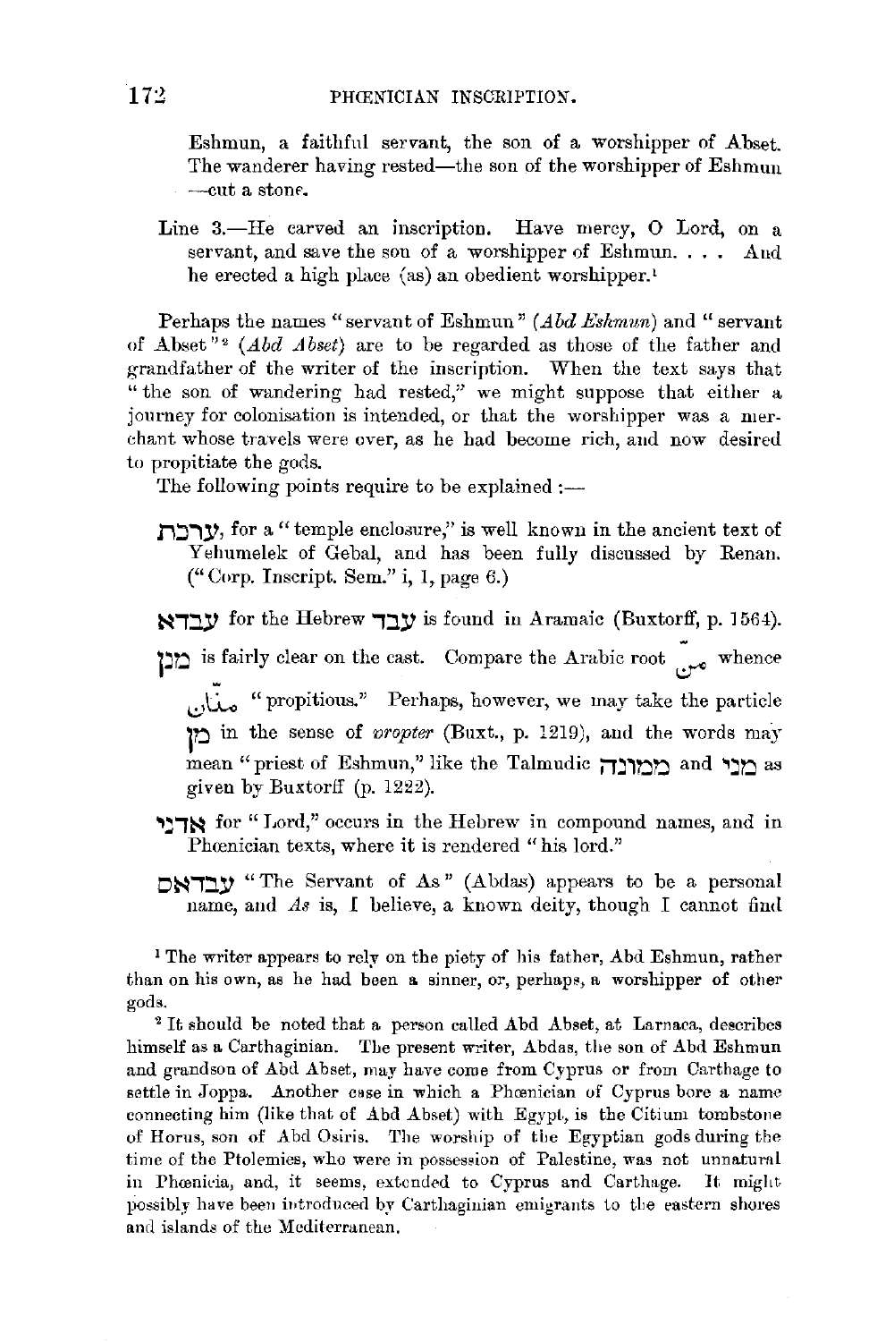Eshmun, a faithful servant, the son of a worshipper of Abset. The wanderer having rested—the son of the worshipper of Eshmun —cut a stone.

Line 3.—He carved an inscription. Have mercy, O Lord, on a servant, and save the son of a worshipper of Eshmun. . . . And he erected a high place (as) an obedient worshipper.[1]

Perhaps the names "servant of Eshmun" (*Abd Eshmun*) and "servant of Abset"[2] (*Abd Abset*) are to be regarded as those of the father and grandfather of the writer of the inscription. When the text says that "the son of wandering had rested," we might suppose that either a journey for colonisation is intended, or that the worshipper was a merchant whose travels were over, as he had become rich, and now desired to propitiate the gods.

The following points require to be explained :—

ערכת, for a "temple enclosure," is well known in the ancient text of Yehumelek of Gebal, and has been fully discussed by Renan. ("Corp. Inscript. Sem." i, 1, page 6.)

עבדא for the Hebrew עבד is found in Aramaic (Buxtorff, p. 1564).

מנן is fairly clear on the cast. Compare the Arabic root مَنّ whence مَنَّان "propitious." Perhaps, however, we may take the particle מן in the sense of *propter* (Buxt., p. 1219), and the words may mean "priest of Eshmun," like the Talmudic ממונה and מני as given by Buxtorff (p. 1222).

אדני for "Lord," occurs in the Hebrew in compound names, and in Phœnician texts, where it is rendered "his lord."

עבדאס "The Servant of As" (Abdas) appears to be a personal name, and *As* is, I believe, a known deity, though I cannot find

[1] The writer appears to rely on the piety of his father, Abd Eshmun, rather than on his own, as he had been a sinner, or, perhaps, a worshipper of other gods.

[2] It should be noted that a person called Abd Abset, at Larnaca, describes himself as a Carthaginian. The present writer, Abdas, the son of Abd Eshmun and grandson of Abd Abset, may have come from Cyprus or from Carthage to settle in Joppa. Another case in which a Phœnician of Cyprus bore a name connecting him (like that of Abd Abset) with Egypt, is the Citium tombstone of Horus, son of Abd Osiris. The worship of the Egyptian gods during the time of the Ptolemies, who were in possession of Palestine, was not unnatural in Phœnicia, and, it seems, extended to Cyprus and Carthage. It might possibly have been introduced by Carthaginian emigrants to the eastern shores and islands of the Mediterranean.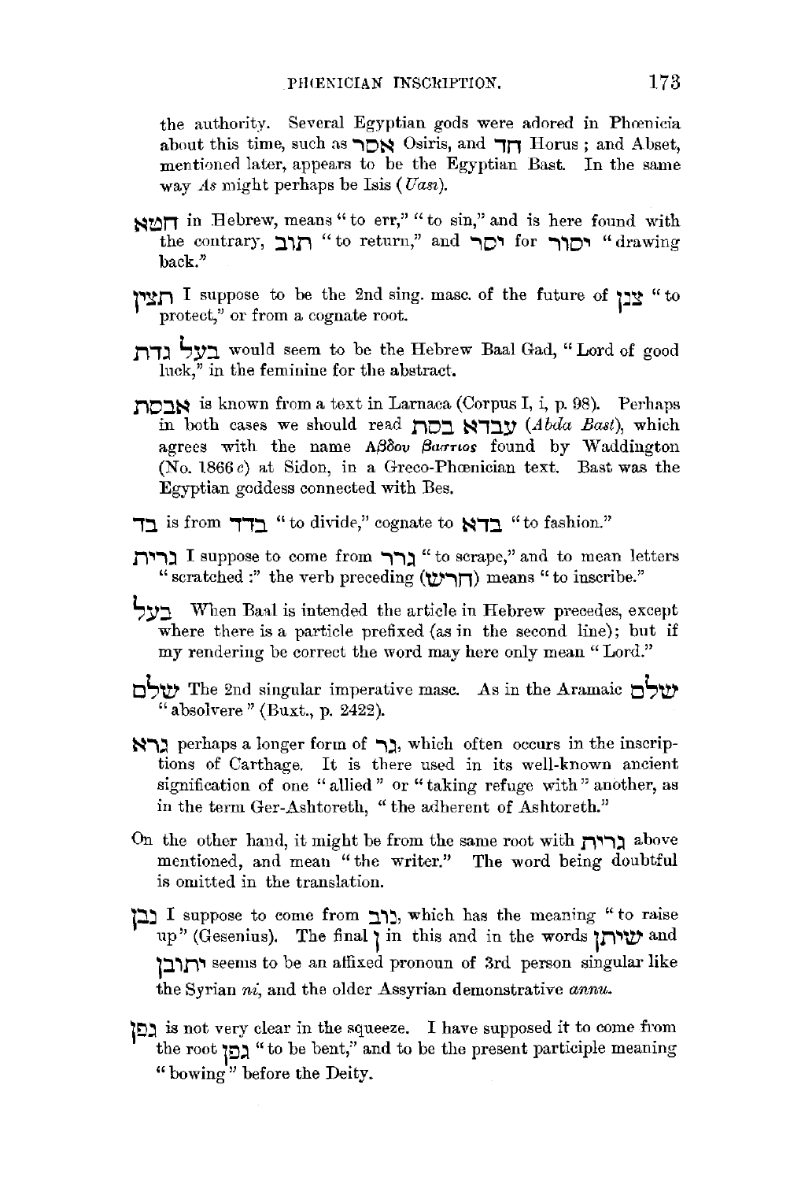the authority. Several Egyptian gods were adored in Phœnicia about this time, such as אסר Osiris, and חר Horus; and Abset, mentioned later, appears to be the Egyptian Bast. In the same way *As* might perhaps be Isis (*Uasi*).

חטא in Hebrew, means "to err," "to sin," and is here found with the contrary, תוב "to return," and יסר for יסור "drawing back."

תצין I suppose to be the 2nd sing. masc. of the future of צבן "to protect," or from a cognate root.

בעל גדת would seem to be the Hebrew Baal Gad, "Lord of good luck," in the feminine for the abstract.

אבסת is known from a text in Larnaca (Corpus I, i, p. 98). Perhaps in both cases we should read עבדא בסת (*Abda Bast*), which agrees with the name Αβδου βαστιος found by Waddington (No. 1866 *c*) at Sidon, in a Greco-Phœnician text. Bast was the Egyptian goddess connected with Bes.

בד is from בדד "to divide," cognate to בדא "to fashion."

גרית I suppose to come from גרר "to scrape," and to mean letters "scratched:" the verb preceding (חרש) means "to inscribe."

בעל When Baal is intended the article in Hebrew precedes, except where there is a particle prefixed (as in the second line); but if my rendering be correct the word may here only mean "Lord."

שלם The 2nd singular imperative masc. As in the Aramaic שלם "absolvere" (Buxt., p. 2422).

גרא perhaps a longer form of גר, which often occurs in the inscriptions of Carthage. It is there used in its well-known ancient signification of one "allied" or "taking refuge with" another, as in the term Ger-Ashtoreth, "the adherent of Ashtoreth."

On the other hand, it might be from the same root with גרית above mentioned, and mean "the writer." The word being doubtful is omitted in the translation.

נבן I suppose to come from נוב, which has the meaning "to raise up" (Gesenius). The final ן in this and in the words שיתן and יתובן seems to be an affixed pronoun of 3rd person singular like the Syrian *ni*, and the older Assyrian demonstrative *annu*.

נפן is not very clear in the squeeze. I have supposed it to come from the root גפן "to be bent," and to be the present participle meaning "bowing" before the Deity.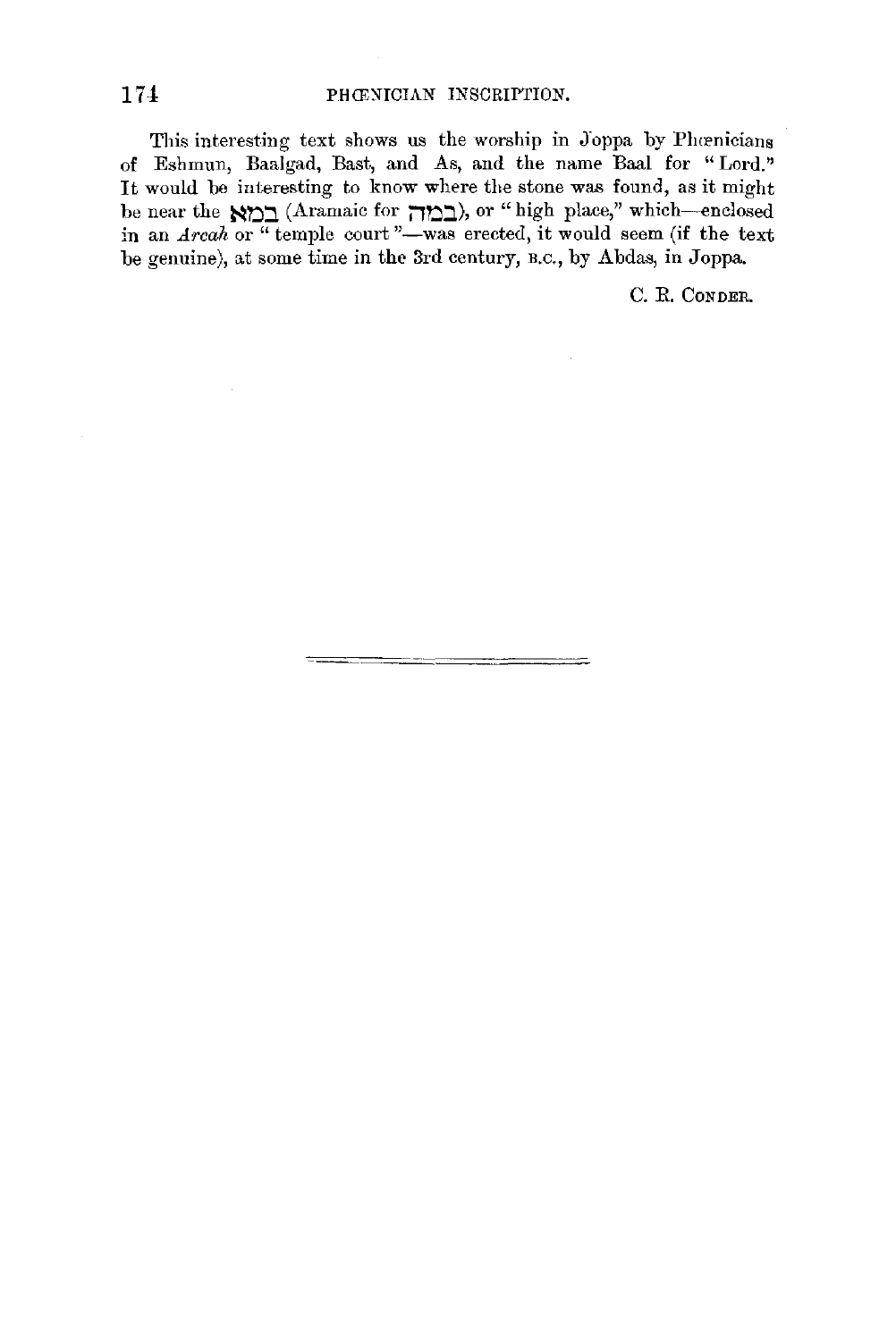This interesting text shows us the worship in Joppa by Phœnicians of Eshmun, Baalgad, Bast, and As, and the name Baal for "Lord." It would be interesting to know where the stone was found, as it might be near the במא (Aramaic for במה), or "high place," which—enclosed in an *Arcah* or "temple court"—was erected, it would seem (if the text be genuine), at some time in the 3rd century, B.C., by Abdas, in Joppa.

C. R. CONDER.